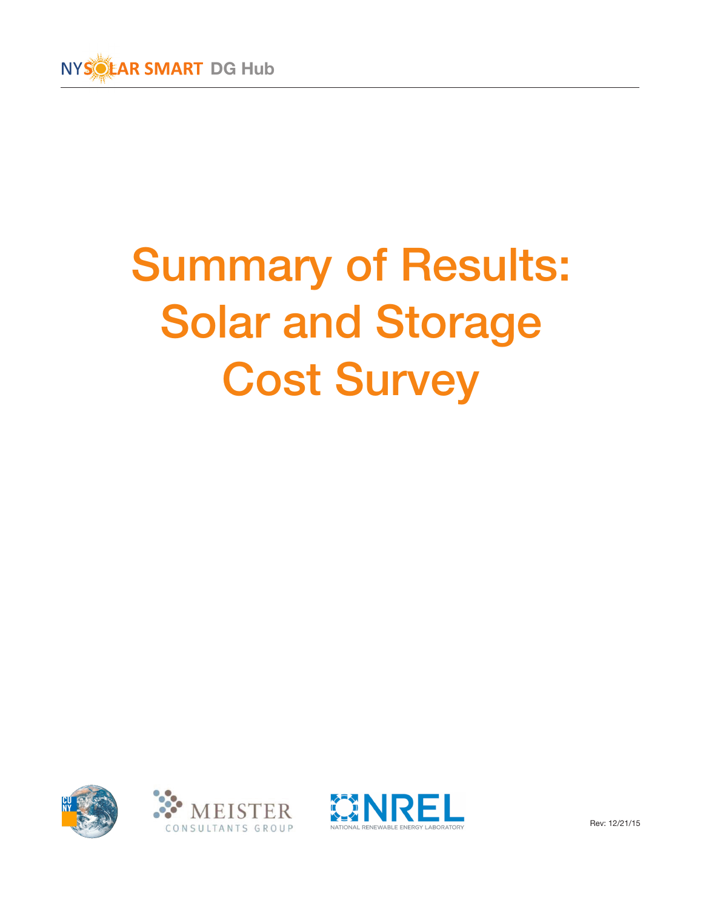NYSOLAR SMART DG Hub

# Summary of Results: Solar and Storage Cost Survey

CUNY

MEISTER CONSULTANTS GROUP

NREL NATIONAL RENEWABLE ENERGY LABORATORY

Rev: 12/21/15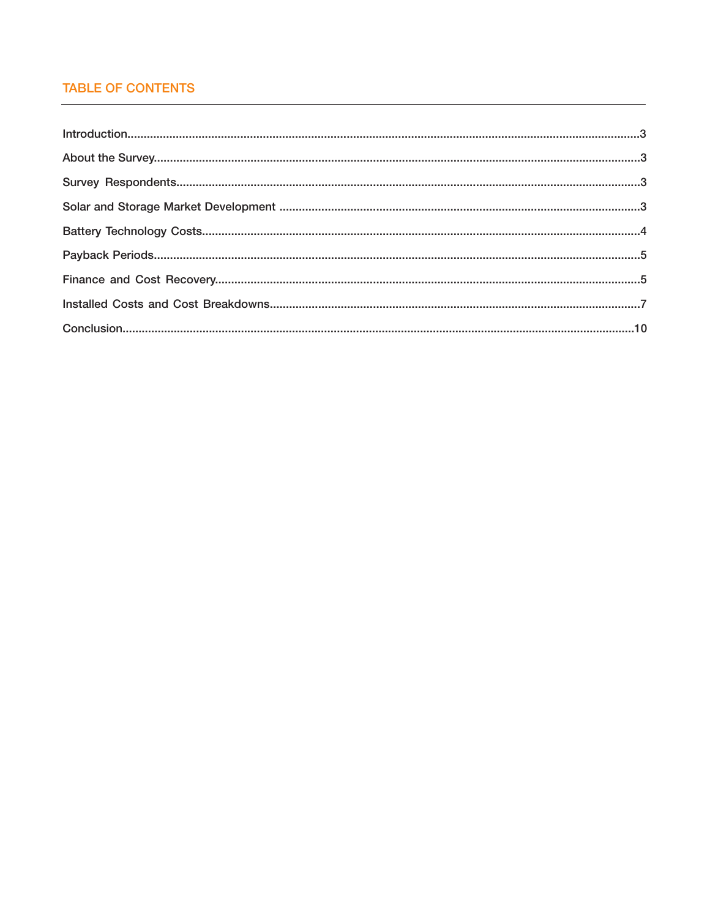## TABLE OF CONTENTS

Introduction....3

About the Survey....3

Survey Respondents....3

Solar and Storage Market Development....3

Battery Technology Costs....4

Payback Periods....5

Finance and Cost Recovery....5

Installed Costs and Cost Breakdowns....7

Conclusion....10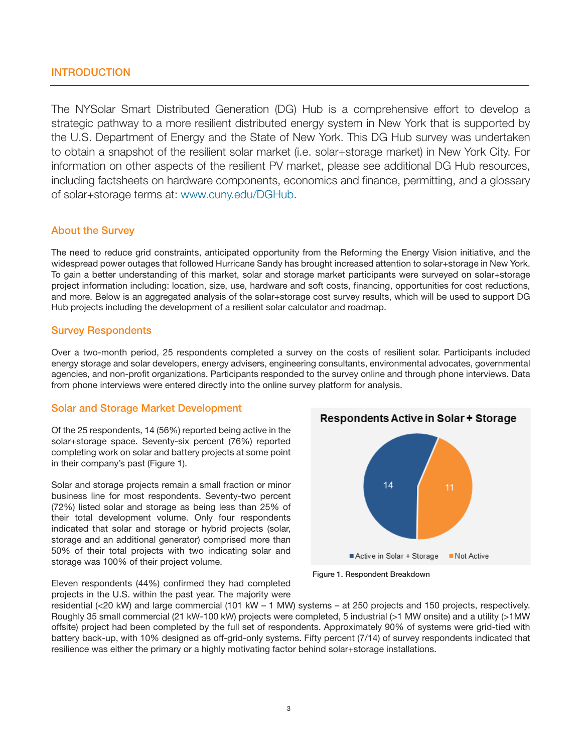## INTRODUCTION

The NYSolar Smart Distributed Generation (DG) Hub is a comprehensive effort to develop a strategic pathway to a more resilient distributed energy system in New York that is supported by the U.S. Department of Energy and the State of New York. This DG Hub survey was undertaken to obtain a snapshot of the resilient solar market (i.e. solar+storage market) in New York City. For information on other aspects of the resilient PV market, please see additional DG Hub resources, including factsheets on hardware components, economics and finance, permitting, and a glossary of solar+storage terms at: www.cuny.edu/DGHub.

### About the Survey

The need to reduce grid constraints, anticipated opportunity from the Reforming the Energy Vision initiative, and the widespread power outages that followed Hurricane Sandy has brought increased attention to solar+storage in New York. To gain a better understanding of this market, solar and storage market participants were surveyed on solar+storage project information including: location, size, use, hardware and soft costs, financing, opportunities for cost reductions, and more. Below is an aggregated analysis of the solar+storage cost survey results, which will be used to support DG Hub projects including the development of a resilient solar calculator and roadmap.

### Survey Respondents

Over a two-month period, 25 respondents completed a survey on the costs of resilient solar. Participants included energy storage and solar developers, energy advisers, engineering consultants, environmental advocates, governmental agencies, and non-profit organizations. Participants responded to the survey online and through phone interviews. Data from phone interviews were entered directly into the online survey platform for analysis.

### Solar and Storage Market Development

Of the 25 respondents, 14 (56%) reported being active in the solar+storage space. Seventy-six percent (76%) reported completing work on solar and battery projects at some point in their company's past (Figure 1).

Solar and storage projects remain a small fraction or minor business line for most respondents. Seventy-two percent (72%) listed solar and storage as being less than 25% of their total development volume. Only four respondents indicated that solar and storage or hybrid projects (solar, storage and an additional generator) comprised more than 50% of their total projects with two indicating solar and storage was 100% of their project volume.

**Respondents Active in Solar + Storage**

| Category | Respondents |
|---|---|
| Active in Solar + Storage | 14 |
| Not Active | 11 |

Figure 1. Respondent Breakdown

Eleven respondents (44%) confirmed they had completed projects in the U.S. within the past year. The majority were residential (<20 kW) and large commercial (101 kW – 1 MW) systems – at 250 projects and 150 projects, respectively. Roughly 35 small commercial (21 kW-100 kW) projects were completed, 5 industrial (>1 MW onsite) and a utility (>1MW offsite) project had been completed by the full set of respondents. Approximately 90% of systems were grid-tied with battery back-up, with 10% designed as off-grid-only systems. Fifty percent (7/14) of survey respondents indicated that resilience was either the primary or a highly motivating factor behind solar+storage installations.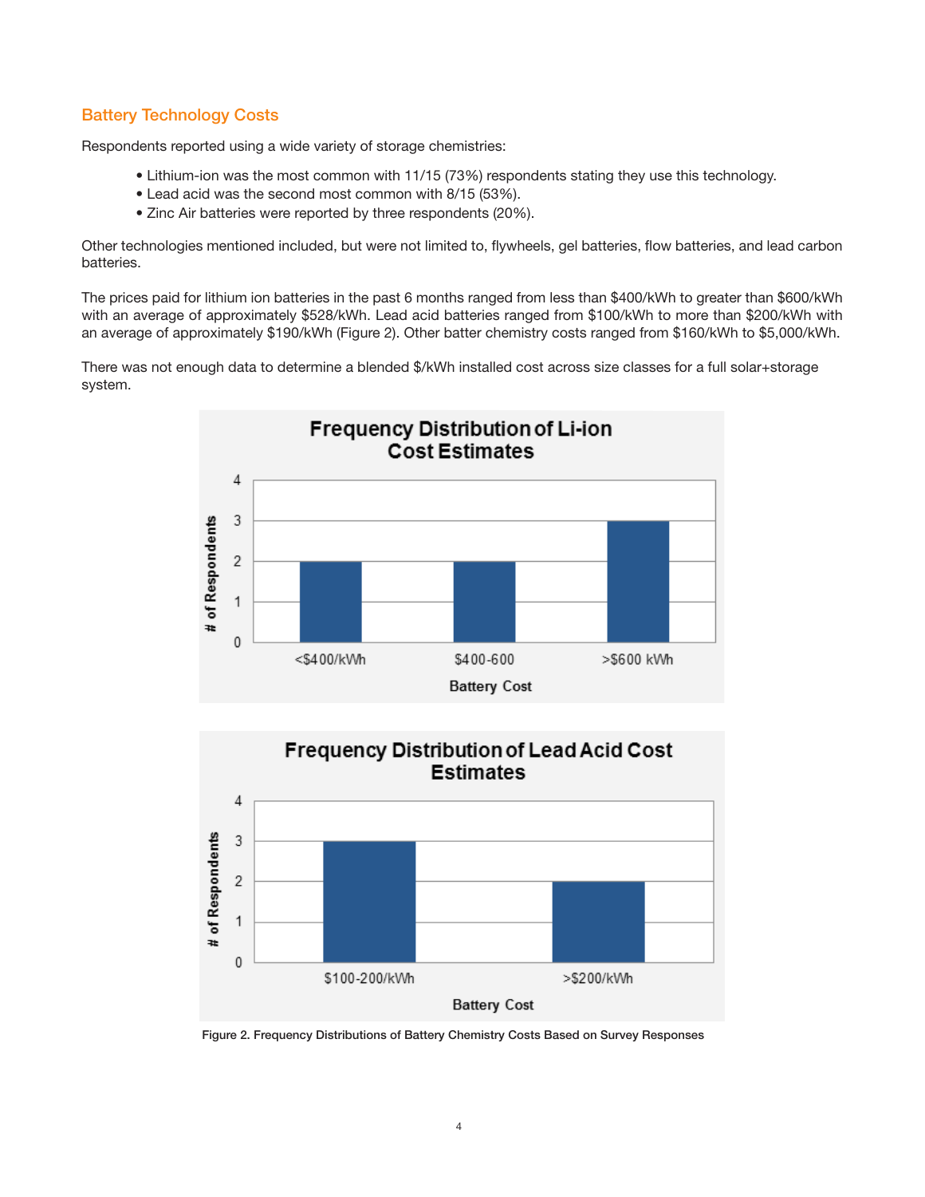## Battery Technology Costs

Respondents reported using a wide variety of storage chemistries:

- Lithium-ion was the most common with 11/15 (73%) respondents stating they use this technology.
- Lead acid was the second most common with 8/15 (53%).
- Zinc Air batteries were reported by three respondents (20%).

Other technologies mentioned included, but were not limited to, flywheels, gel batteries, flow batteries, and lead carbon batteries.

The prices paid for lithium ion batteries in the past 6 months ranged from less than $400/kWh to greater than $600/kWh with an average of approximately $528/kWh. Lead acid batteries ranged from $100/kWh to more than $200/kWh with an average of approximately $190/kWh (Figure 2). Other batter chemistry costs ranged from $160/kWh to $5,000/kWh.

There was not enough data to determine a blended $/kWh installed cost across size classes for a full solar+storage system.

**Frequency Distribution of Li-ion Cost Estimates**

| Battery Cost | # of Respondents |
|---|---|
| <$400/kWh | 2 |
| $400-600 | 2 |
| >$600 kWh | 3 |

**Frequency Distribution of Lead Acid Cost Estimates**

| Battery Cost | # of Respondents |
|---|---|
| $100-200/kWh | 3 |
| >$200/kWh | 2 |

Figure 2. Frequency Distributions of Battery Chemistry Costs Based on Survey Responses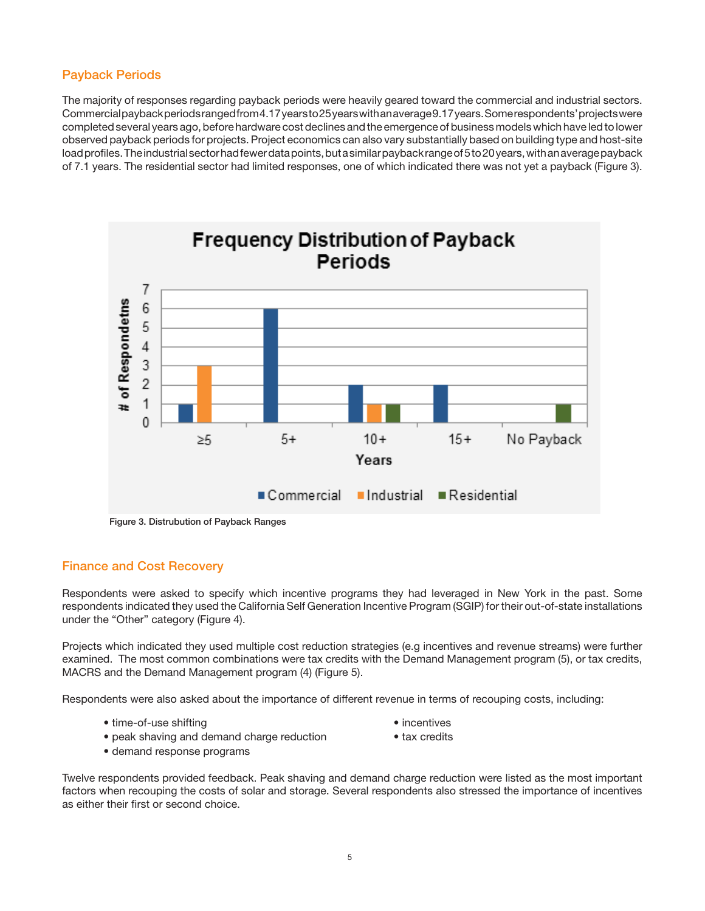## Payback Periods

The majority of responses regarding payback periods were heavily geared toward the commercial and industrial sectors. Commercial payback periods ranged from 4.17 years to 25 years with an average 9.17 years. Some respondents' projects were completed several years ago, before hardware cost declines and the emergence of business models which have led to lower observed payback periods for projects. Project economics can also vary substantially based on building type and host-site load profiles. The industrial sector had fewer data points, but a similar payback range of 5 to 20 years, with an average payback of 7.1 years. The residential sector had limited responses, one of which indicated there was not yet a payback (Figure 3).

**Frequency Distribution of Payback Periods**

| Years | Commercial | Industrial | Residential |
| --- | --- | --- | --- |
| ≥5 | 1 | 3 | 0 |
| 5+ | 6 | 0 | 0 |
| 10+ | 2 | 1 | 1 |
| 15+ | 2 | 0 | 0 |
| No Payback | 0 | 0 | 1 |

Figure 3. Distrubution of Payback Ranges

## Finance and Cost Recovery

Respondents were asked to specify which incentive programs they had leveraged in New York in the past. Some respondents indicated they used the California Self Generation Incentive Program (SGIP) for their out-of-state installations under the "Other" category (Figure 4).

Projects which indicated they used multiple cost reduction strategies (e.g incentives and revenue streams) were further examined. The most common combinations were tax credits with the Demand Management program (5), or tax credits, MACRS and the Demand Management program (4) (Figure 5).

Respondents were also asked about the importance of different revenue in terms of recouping costs, including:

- time-of-use shifting
- peak shaving and demand charge reduction
- demand response programs
- incentives
- tax credits

Twelve respondents provided feedback. Peak shaving and demand charge reduction were listed as the most important factors when recouping the costs of solar and storage. Several respondents also stressed the importance of incentives as either their first or second choice.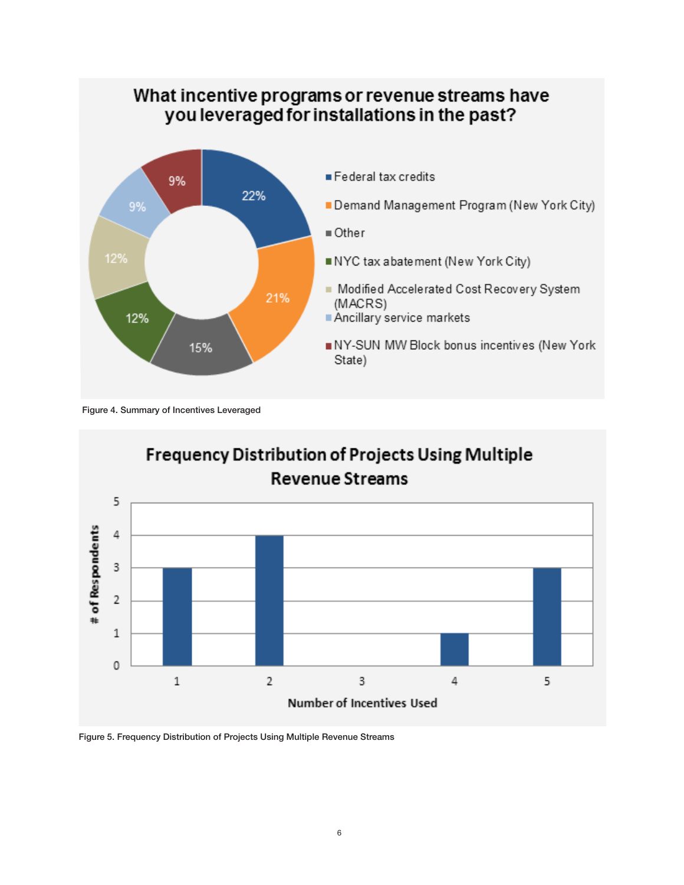**What incentive programs or revenue streams have you leveraged for installations in the past?**

- Federal tax credits: 22%
- Demand Management Program (New York City): 21%
- Other: 15%
- NYC tax abatement (New York City): 12%
- Modified Accelerated Cost Recovery System (MACRS): 12%
- Ancillary service markets: 9%
- NY-SUN MW Block bonus incentives (New York State): 9%

Figure 4. Summary of Incentives Leveraged

**Frequency Distribution of Projects Using Multiple Revenue Streams**

| Number of Incentives Used | # of Respondents |
|---|---|
| 1 | 3 |
| 2 | 4 |
| 3 | 0 |
| 4 | 1 |
| 5 | 3 |

Figure 5. Frequency Distribution of Projects Using Multiple Revenue Streams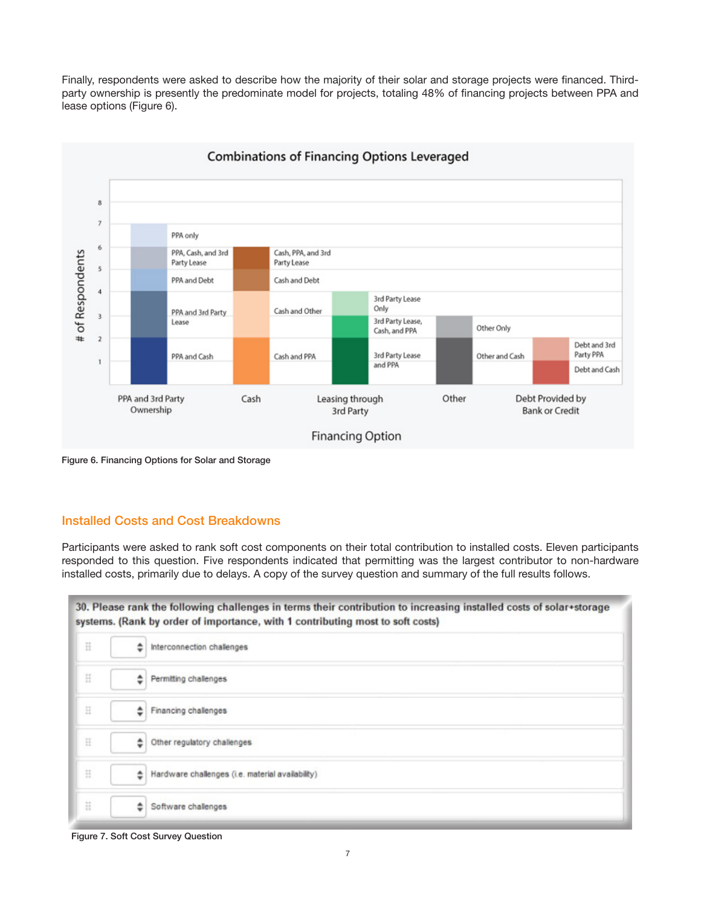Finally, respondents were asked to describe how the majority of their solar and storage projects were financed. Third-party ownership is presently the predominate model for projects, totaling 48% of financing projects between PPA and lease options (Figure 6).

Figure 6. Financing Options for Solar and Storage

## Installed Costs and Cost Breakdowns

Participants were asked to rank soft cost components on their total contribution to installed costs. Eleven participants responded to this question. Five respondents indicated that permitting was the largest contributor to non-hardware installed costs, primarily due to delays. A copy of the survey question and summary of the full results follows.

Figure 7. Soft Cost Survey Question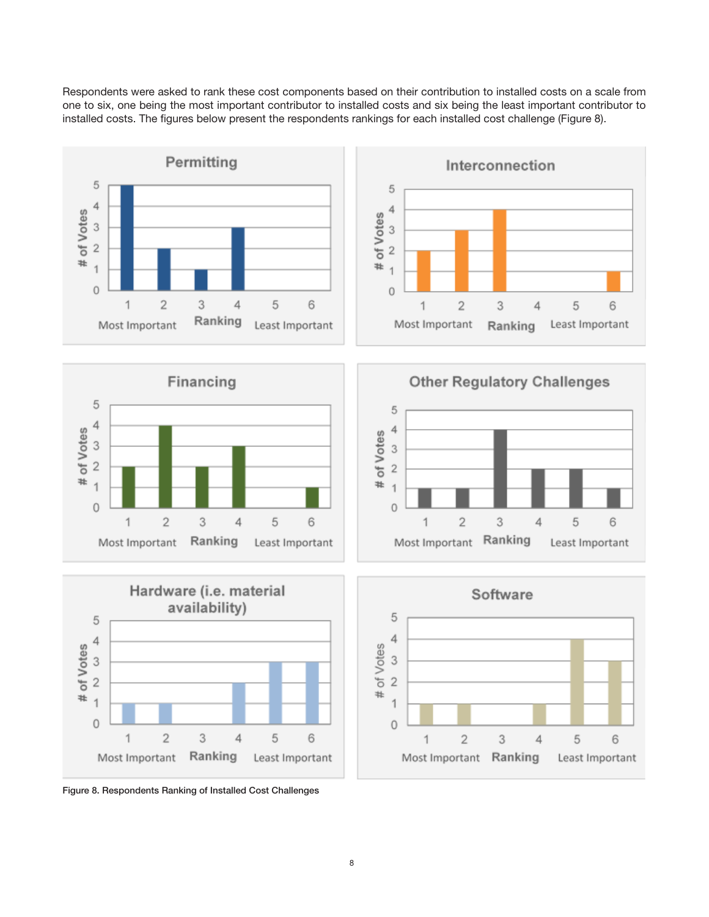Respondents were asked to rank these cost components based on their contribution to installed costs on a scale from one to six, one being the most important contributor to installed costs and six being the least important contributor to installed costs. The figures below present the respondents rankings for each installed cost challenge (Figure 8).

Figure 8. Respondents Ranking of Installed Cost Challenges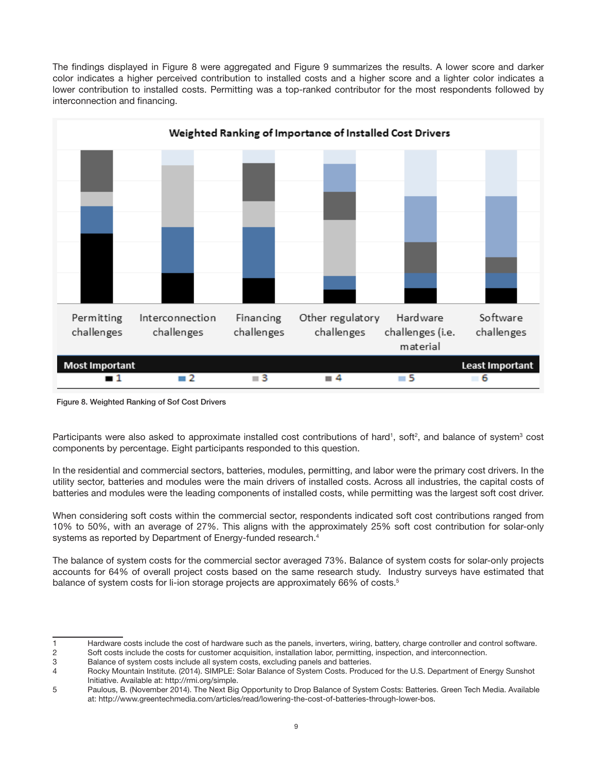The findings displayed in Figure 8 were aggregated and Figure 9 summarizes the results. A lower score and darker color indicates a higher perceived contribution to installed costs and a higher score and a lighter color indicates a lower contribution to installed costs. Permitting was a top-ranked contributor for the most respondents followed by interconnection and financing.

Figure 8. Weighted Ranking of Sof Cost Drivers

Participants were also asked to approximate installed cost contributions of hard[1], soft[2], and balance of system[3] cost components by percentage. Eight participants responded to this question.

In the residential and commercial sectors, batteries, modules, permitting, and labor were the primary cost drivers. In the utility sector, batteries and modules were the main drivers of installed costs. Across all industries, the capital costs of batteries and modules were the leading components of installed costs, while permitting was the largest soft cost driver.

When considering soft costs within the commercial sector, respondents indicated soft cost contributions ranged from 10% to 50%, with an average of 27%. This aligns with the approximately 25% soft cost contribution for solar-only systems as reported by Department of Energy-funded research.[4]

The balance of system costs for the commercial sector averaged 73%. Balance of system costs for solar-only projects accounts for 64% of overall project costs based on the same research study. Industry surveys have estimated that balance of system costs for li-ion storage projects are approximately 66% of costs.[5]

---

1 Hardware costs include the cost of hardware such as the panels, inverters, wiring, battery, charge controller and control software.

2 Soft costs include the costs for customer acquisition, installation labor, permitting, inspection, and interconnection.

3 Balance of system costs include all system costs, excluding panels and batteries.

4 Rocky Mountain Institute. (2014). SIMPLE: Solar Balance of System Costs. Produced for the U.S. Department of Energy Sunshot Initiative. Available at: http://rmi.org/simple.

5 Paulous, B. (November 2014). The Next Big Opportunity to Drop Balance of System Costs: Batteries. Green Tech Media. Available at: http://www.greentechmedia.com/articles/read/lowering-the-cost-of-batteries-through-lower-bos.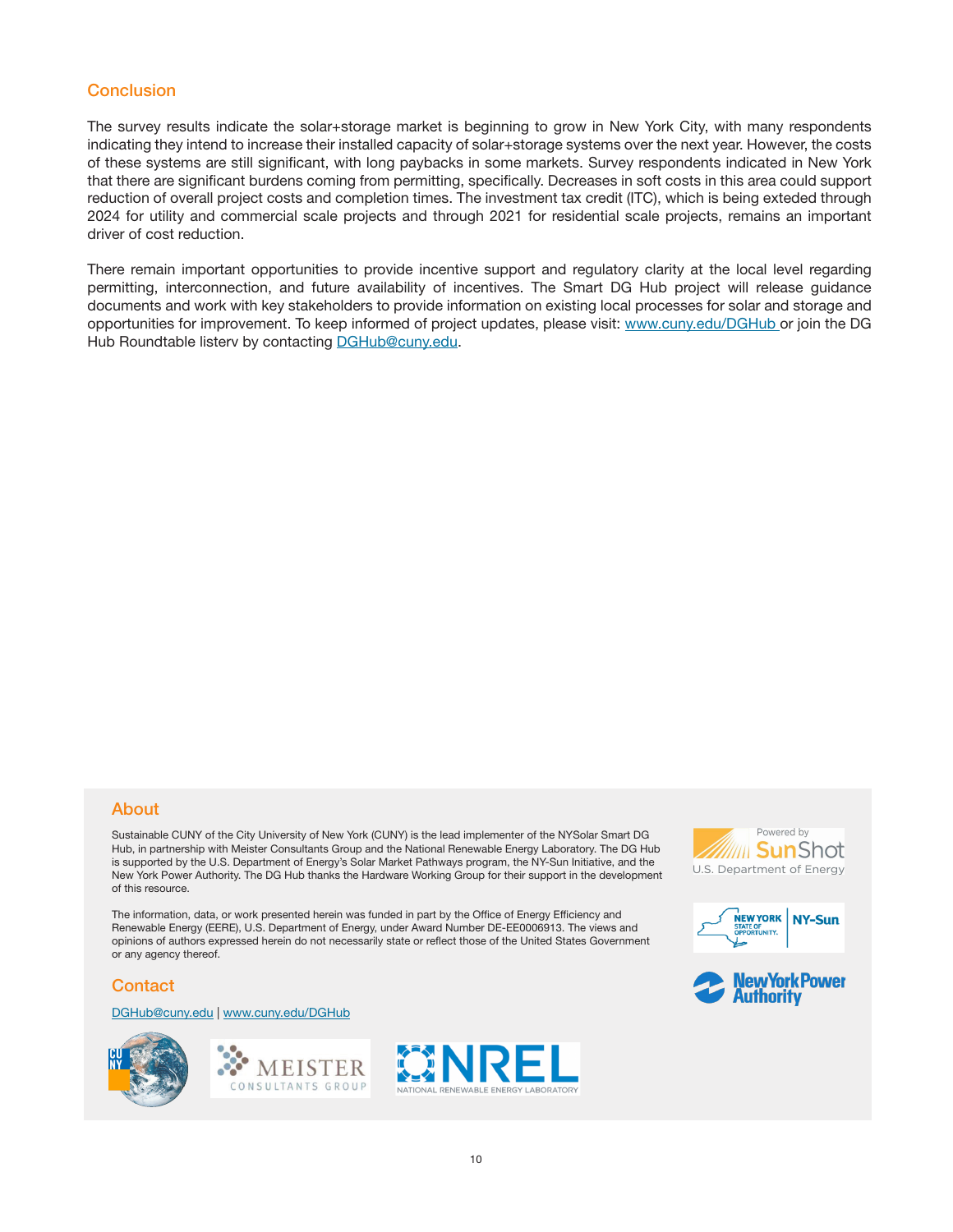## Conclusion

The survey results indicate the solar+storage market is beginning to grow in New York City, with many respondents indicating they intend to increase their installed capacity of solar+storage systems over the next year. However, the costs of these systems are still significant, with long paybacks in some markets. Survey respondents indicated in New York that there are significant burdens coming from permitting, specifically. Decreases in soft costs in this area could support reduction of overall project costs and completion times. The investment tax credit (ITC), which is being exteded through 2024 for utility and commercial scale projects and through 2021 for residential scale projects, remains an important driver of cost reduction.

There remain important opportunities to provide incentive support and regulatory clarity at the local level regarding permitting, interconnection, and future availability of incentives. The Smart DG Hub project will release guidance documents and work with key stakeholders to provide information on existing local processes for solar and storage and opportunities for improvement. To keep informed of project updates, please visit: [www.cuny.edu/DGHub](http://www.cuny.edu/DGHub) or join the DG Hub Roundtable listerv by contacting [DGHub@cuny.edu](mailto:DGHub@cuny.edu).

## About

Sustainable CUNY of the City University of New York (CUNY) is the lead implementer of the NYSolar Smart DG Hub, in partnership with Meister Consultants Group and the National Renewable Energy Laboratory. The DG Hub is supported by the U.S. Department of Energy's Solar Market Pathways program, the NY-Sun Initiative, and the New York Power Authority. The DG Hub thanks the Hardware Working Group for their support in the development of this resource.

The information, data, or work presented herein was funded in part by the Office of Energy Efficiency and Renewable Energy (EERE), U.S. Department of Energy, under Award Number DE-EE0006913. The views and opinions of authors expressed herein do not necessarily state or reflect those of the United States Government or any agency thereof.

## Contact

[DGHub@cuny.edu](mailto:DGHub@cuny.edu) | [www.cuny.edu/DGHub](http://www.cuny.edu/DGHub)